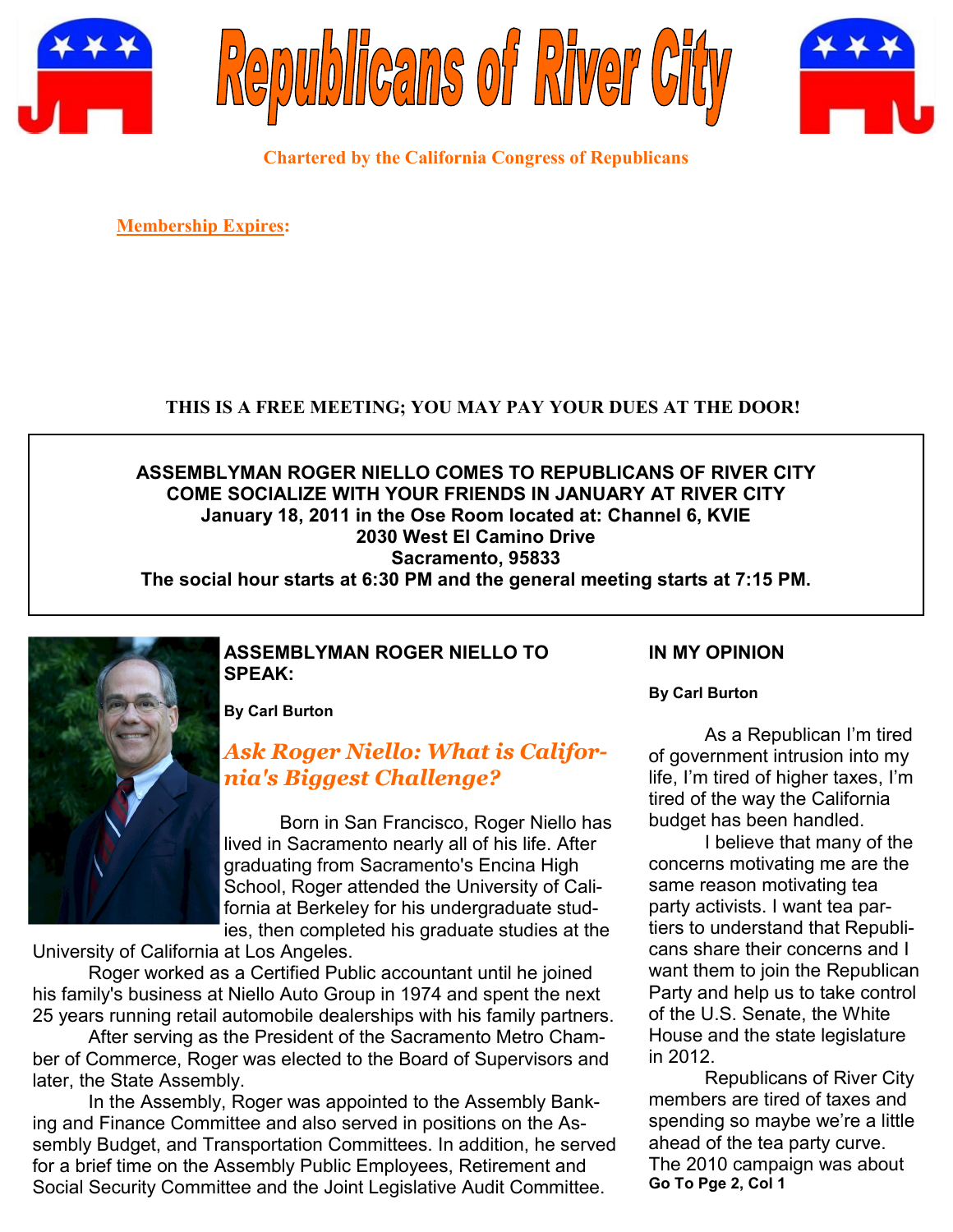# Republicans of River City

**Chartered by the California Congress of Republicans**

**Membership Expires:**

**THIS IS A FREE MEETING; YOU MAY PAY YOUR DUES AT THE DOOR!**

**ASSEMBLYMAN ROGER NIELLO COMES TO REPUBLICANS OF RIVER CITY**
**COME SOCIALIZE WITH YOUR FRIENDS IN JANUARY AT RIVER CITY**
**January 18, 2011 in the Ose Room located at: Channel 6, KVIE**
**2030 West El Camino Drive**
**Sacramento, 95833**
**The social hour starts at 6:30 PM and the general meeting starts at 7:15 PM.**

## ASSEMBLYMAN ROGER NIELLO TO SPEAK:

**By Carl Burton**

### *Ask Roger Niello: What is California's Biggest Challenge?*

Born in San Francisco, Roger Niello has lived in Sacramento nearly all of his life. After graduating from Sacramento's Encina High School, Roger attended the University of California at Berkeley for his undergraduate studies, then completed his graduate studies at the University of California at Los Angeles.

Roger worked as a Certified Public accountant until he joined his family's business at Niello Auto Group in 1974 and spent the next 25 years running retail automobile dealerships with his family partners.

After serving as the President of the Sacramento Metro Chamber of Commerce, Roger was elected to the Board of Supervisors and later, the State Assembly.

In the Assembly, Roger was appointed to the Assembly Banking and Finance Committee and also served in positions on the Assembly Budget, and Transportation Committees. In addition, he served for a brief time on the Assembly Public Employees, Retirement and Social Security Committee and the Joint Legislative Audit Committee.

## IN MY OPINION

**By Carl Burton**

As a Republican I'm tired of government intrusion into my life, I'm tired of higher taxes, I'm tired of the way the California budget has been handled.

I believe that many of the concerns motivating me are the same reason motivating tea party activists. I want tea partiers to understand that Republicans share their concerns and I want them to join the Republican Party and help us to take control of the U.S. Senate, the White House and the state legislature in 2012.

Republicans of River City members are tired of taxes and spending so maybe we're a little ahead of the tea party curve. The 2010 campaign was about

**Go To Pge 2, Col 1**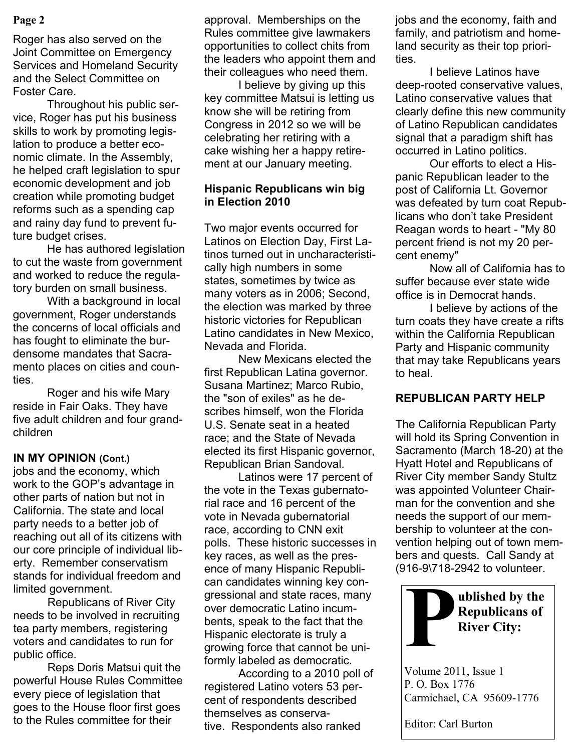Roger has also served on the Joint Committee on Emergency Services and Homeland Security and the Select Committee on Foster Care.

Throughout his public service, Roger has put his business skills to work by promoting legislation to produce a better economic climate. In the Assembly, he helped craft legislation to spur economic development and job creation while promoting budget reforms such as a spending cap and rainy day fund to prevent future budget crises.

He has authored legislation to cut the waste from government and worked to reduce the regulatory burden on small business.

With a background in local government, Roger understands the concerns of local officials and has fought to eliminate the burdensome mandates that Sacramento places on cities and counties.

Roger and his wife Mary reside in Fair Oaks. They have five adult children and four grandchildren

**IN MY OPINION (Cont.)**

jobs and the economy, which work to the GOP's advantage in other parts of nation but not in California. The state and local party needs to a better job of reaching out all of its citizens with our core principle of individual liberty. Remember conservatism stands for individual freedom and limited government.

Republicans of River City needs to be involved in recruiting tea party members, registering voters and candidates to run for public office.

Reps Doris Matsui quit the powerful House Rules Committee every piece of legislation that goes to the House floor first goes to the Rules committee for their approval. Memberships on the Rules committee give lawmakers opportunities to collect chits from the leaders who appoint them and their colleagues who need them.

I believe by giving up this key committee Matsui is letting us know she will be retiring from Congress in 2012 so we will be celebrating her retiring with a cake wishing her a happy retirement at our January meeting.

**Hispanic Republicans win big in Election 2010**

Two major events occurred for Latinos on Election Day, First Latinos turned out in uncharacteristically high numbers in some states, sometimes by twice as many voters as in 2006; Second, the election was marked by three historic victories for Republican Latino candidates in New Mexico, Nevada and Florida.

New Mexicans elected the first Republican Latina governor. Susana Martinez; Marco Rubio, the "son of exiles" as he describes himself, won the Florida U.S. Senate seat in a heated race; and the State of Nevada elected its first Hispanic governor, Republican Brian Sandoval.

Latinos were 17 percent of the vote in the Texas gubernatorial race and 16 percent of the vote in Nevada gubernatorial race, according to CNN exit polls. These historic successes in key races, as well as the presence of many Hispanic Republican candidates winning key congressional and state races, many over democratic Latino incumbents, speak to the fact that the Hispanic electorate is truly a growing force that cannot be uniformly labeled as democratic.

According to a 2010 poll of registered Latino voters 53 percent of respondents described themselves as conservative. Respondents also ranked jobs and the economy, faith and family, and patriotism and homeland security as their top priorities.

I believe Latinos have deep-rooted conservative values, Latino conservative values that clearly define this new community of Latino Republican candidates signal that a paradigm shift has occurred in Latino politics.

Our efforts to elect a Hispanic Republican leader to the post of California Lt. Governor was defeated by turn coat Republicans who don't take President Reagan words to heart - "My 80 percent friend is not my 20 percent enemy"

Now all of California has to suffer because ever state wide office is in Democrat hands.

I believe by actions of the turn coats they have create a rifts within the California Republican Party and Hispanic community that may take Republicans years to heal.

**REPUBLICAN PARTY HELP**

The California Republican Party will hold its Spring Convention in Sacramento (March 18-20) at the Hyatt Hotel and Republicans of River City member Sandy Stultz was appointed Volunteer Chairman for the convention and she needs the support of our membership to volunteer at the convention helping out of town members and quests. Call Sandy at (916-9\718-2942 to volunteer.

**Published by the Republicans of River City:**

Volume 2011, Issue 1
P. O. Box 1776
Carmichael, CA 95609-1776

Editor: Carl Burton